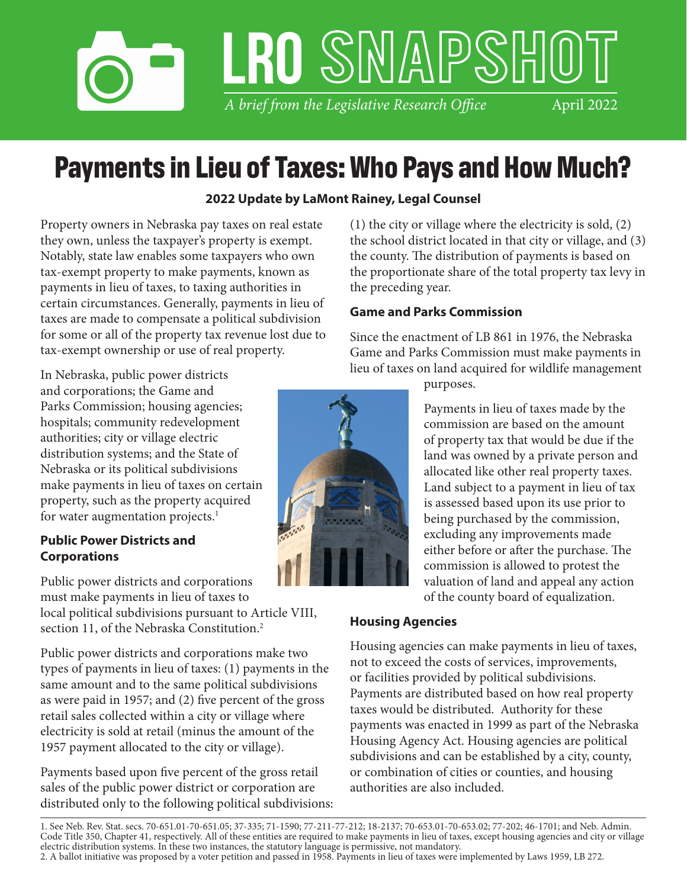# LRO SNAPSHOT

*A brief from the Legislative Research Office* April 2022

# Payments in Lieu of Taxes: Who Pays and How Much?

**2022 Update by LaMont Rainey, Legal Counsel**

Property owners in Nebraska pay taxes on real estate they own, unless the taxpayer's property is exempt. Notably, state law enables some taxpayers who own tax-exempt property to make payments, known as payments in lieu of taxes, to taxing authorities in certain circumstances. Generally, payments in lieu of taxes are made to compensate a political subdivision for some or all of the property tax revenue lost due to tax-exempt ownership or use of real property.

In Nebraska, public power districts and corporations; the Game and Parks Commission; housing agencies; hospitals; community redevelopment authorities; city or village electric distribution systems; and the State of Nebraska or its political subdivisions make payments in lieu of taxes on certain property, such as the property acquired for water augmentation projects.[1]

### Public Power Districts and Corporations

Public power districts and corporations must make payments in lieu of taxes to local political subdivisions pursuant to Article VIII, section 11, of the Nebraska Constitution.[2]

Public power districts and corporations make two types of payments in lieu of taxes: (1) payments in the same amount and to the same political subdivisions as were paid in 1957; and (2) five percent of the gross retail sales collected within a city or village where electricity is sold at retail (minus the amount of the 1957 payment allocated to the city or village).

Payments based upon five percent of the gross retail sales of the public power district or corporation are distributed only to the following political subdivisions: (1) the city or village where the electricity is sold, (2) the school district located in that city or village, and (3) the county. The distribution of payments is based on the proportionate share of the total property tax levy in the preceding year.

### Game and Parks Commission

Since the enactment of LB 861 in 1976, the Nebraska Game and Parks Commission must make payments in lieu of taxes on land acquired for wildlife management purposes.

Payments in lieu of taxes made by the commission are based on the amount of property tax that would be due if the land was owned by a private person and allocated like other real property taxes. Land subject to a payment in lieu of tax is assessed based upon its use prior to being purchased by the commission, excluding any improvements made either before or after the purchase. The commission is allowed to protest the valuation of land and appeal any action of the county board of equalization.

### Housing Agencies

Housing agencies can make payments in lieu of taxes, not to exceed the costs of services, improvements, or facilities provided by political subdivisions. Payments are distributed based on how real property taxes would be distributed. Authority for these payments was enacted in 1999 as part of the Nebraska Housing Agency Act. Housing agencies are political subdivisions and can be established by a city, county, or combination of cities or counties, and housing authorities are also included.

---

1. See Neb. Rev. Stat. secs. 70-651.01-70-651.05; 37-335; 71-1590; 77-211-77-212; 18-2137; 70-653.01-70-653.02; 77-202; 46-1701; and Neb. Admin. Code Title 350, Chapter 41, respectively. All of these entities are required to make payments in lieu of taxes, except housing agencies and city or village electric distribution systems. In these two instances, the statutory language is permissive, not mandatory.
2. A ballot initiative was proposed by a voter petition and passed in 1958. Payments in lieu of taxes were implemented by Laws 1959, LB 272.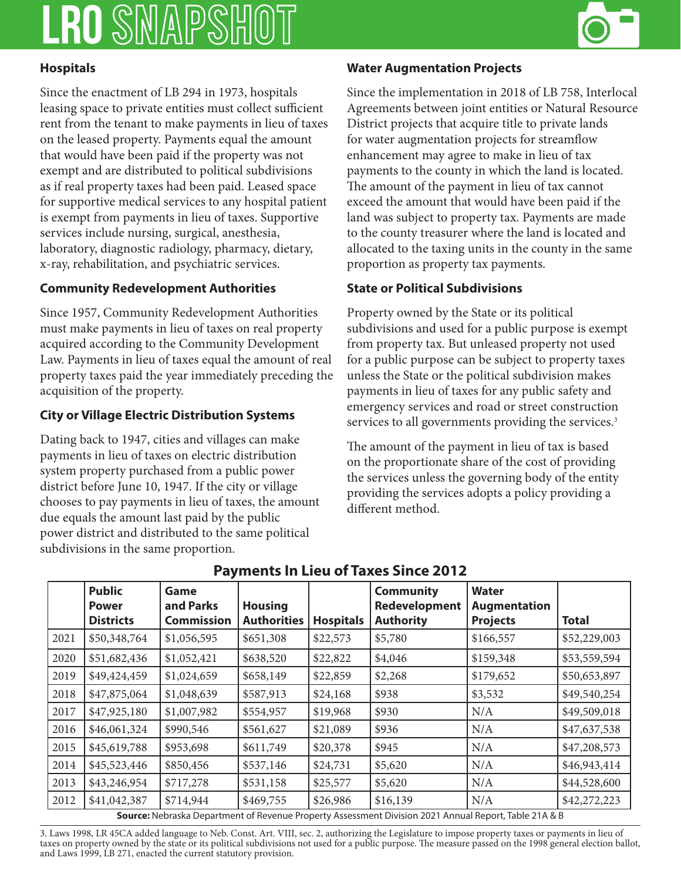### Hospitals

Since the enactment of LB 294 in 1973, hospitals leasing space to private entities must collect sufficient rent from the tenant to make payments in lieu of taxes on the leased property. Payments equal the amount that would have been paid if the property was not exempt and are distributed to political subdivisions as if real property taxes had been paid. Leased space for supportive medical services to any hospital patient is exempt from payments in lieu of taxes. Supportive services include nursing, surgical, anesthesia, laboratory, diagnostic radiology, pharmacy, dietary, x-ray, rehabilitation, and psychiatric services.

### Community Redevelopment Authorities

Since 1957, Community Redevelopment Authorities must make payments in lieu of taxes on real property acquired according to the Community Development Law. Payments in lieu of taxes equal the amount of real property taxes paid the year immediately preceding the acquisition of the property.

### City or Village Electric Distribution Systems

Dating back to 1947, cities and villages can make payments in lieu of taxes on electric distribution system property purchased from a public power district before June 10, 1947. If the city or village chooses to pay payments in lieu of taxes, the amount due equals the amount last paid by the public power district and distributed to the same political subdivisions in the same proportion.

### Water Augmentation Projects

Since the implementation in 2018 of LB 758, Interlocal Agreements between joint entities or Natural Resource District projects that acquire title to private lands for water augmentation projects for streamflow enhancement may agree to make in lieu of tax payments to the county in which the land is located. The amount of the payment in lieu of tax cannot exceed the amount that would have been paid if the land was subject to property tax. Payments are made to the county treasurer where the land is located and allocated to the taxing units in the county in the same proportion as property tax payments.

### State or Political Subdivisions

Property owned by the State or its political subdivisions and used for a public purpose is exempt from property tax. But unleased property not used for a public purpose can be subject to property taxes unless the State or the political subdivision makes payments in lieu of taxes for any public safety and emergency services and road or street construction services to all governments providing the services.[3]

The amount of the payment in lieu of tax is based on the proportionate share of the cost of providing the services unless the governing body of the entity providing the services adopts a policy providing a different method.

### Payments In Lieu of Taxes Since 2012

| | Public Power Districts | Game and Parks Commission | Housing Authorities | Hospitals | Community Redevelopment Authority | Water Augmentation Projects | Total |
|---|---|---|---|---|---|---|---|
| 2021 | $50,348,764 | $1,056,595 | $651,308 | $22,573 | $5,780 | $166,557 | $52,229,003 |
| 2020 | $51,682,436 | $1,052,421 | $638,520 | $22,822 | $4,046 | $159,348 | $53,559,594 |
| 2019 | $49,424,459 | $1,024,659 | $658,149 | $22,859 | $2,268 | $179,652 | $50,653,897 |
| 2018 | $47,875,064 | $1,048,639 | $587,913 | $24,168 | $938 | $3,532 | $49,540,254 |
| 2017 | $47,925,180 | $1,007,982 | $554,957 | $19,968 | $930 | N/A | $49,509,018 |
| 2016 | $46,061,324 | $990,546 | $561,627 | $21,089 | $936 | N/A | $47,637,538 |
| 2015 | $45,619,788 | $953,698 | $611,749 | $20,378 | $945 | N/A | $47,208,573 |
| 2014 | $45,523,446 | $850,456 | $537,146 | $24,731 | $5,620 | N/A | $46,943,414 |
| 2013 | $43,246,954 | $717,278 | $531,158 | $25,577 | $5,620 | N/A | $44,528,600 |
| 2012 | $41,042,387 | $714,944 | $469,755 | $26,986 | $16,139 | N/A | $42,272,223 |

**Source:** Nebraska Department of Revenue Property Assessment Division 2021 Annual Report, Table 21A & B

3. Laws 1998, LR 45CA added language to Neb. Const. Art. VIII, sec. 2, authorizing the Legislature to impose property taxes or payments in lieu of taxes on property owned by the state or its political subdivisions not used for a public purpose. The measure passed on the 1998 general election ballot, and Laws 1999, LB 271, enacted the current statutory provision.